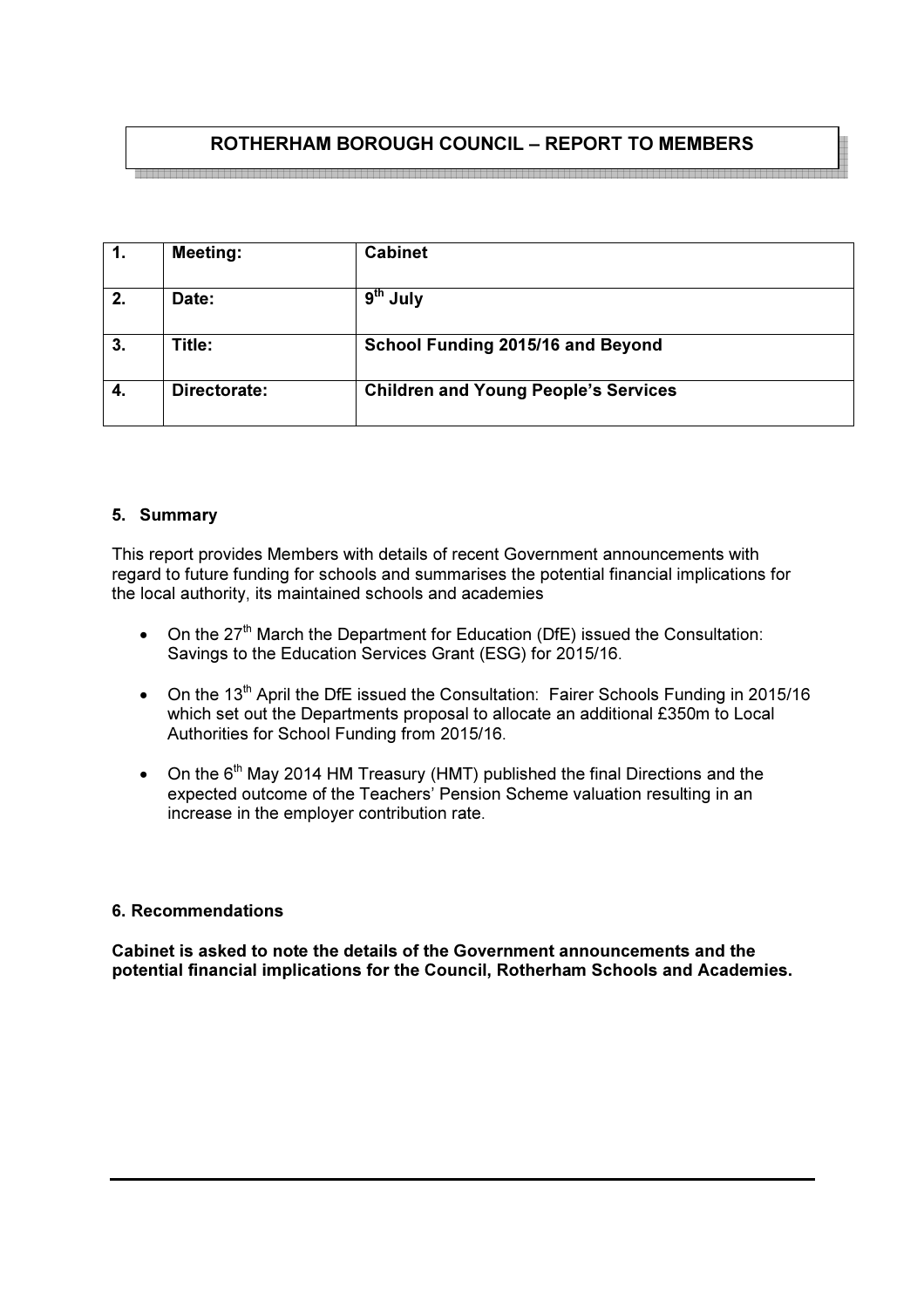# ROTHERHAM BOROUGH COUNCIL – REPORT TO MEMBERS

| | | |
|---|---|---|
| **1.** | **Meeting:** | **Cabinet** |
| **2.** | **Date:** | **9th July** |
| **3.** | **Title:** | **School Funding 2015/16 and Beyond** |
| **4.** | **Directorate:** | **Children and Young People's Services** |

### 5. Summary

This report provides Members with details of recent Government announcements with regard to future funding for schools and summarises the potential financial implications for the local authority, its maintained schools and academies

- On the 27th March the Department for Education (DfE) issued the Consultation: Savings to the Education Services Grant (ESG) for 2015/16.
- On the 13th April the DfE issued the Consultation: Fairer Schools Funding in 2015/16 which set out the Departments proposal to allocate an additional £350m to Local Authorities for School Funding from 2015/16.
- On the 6th May 2014 HM Treasury (HMT) published the final Directions and the expected outcome of the Teachers' Pension Scheme valuation resulting in an increase in the employer contribution rate.

### 6. Recommendations

**Cabinet is asked to note the details of the Government announcements and the potential financial implications for the Council, Rotherham Schools and Academies.**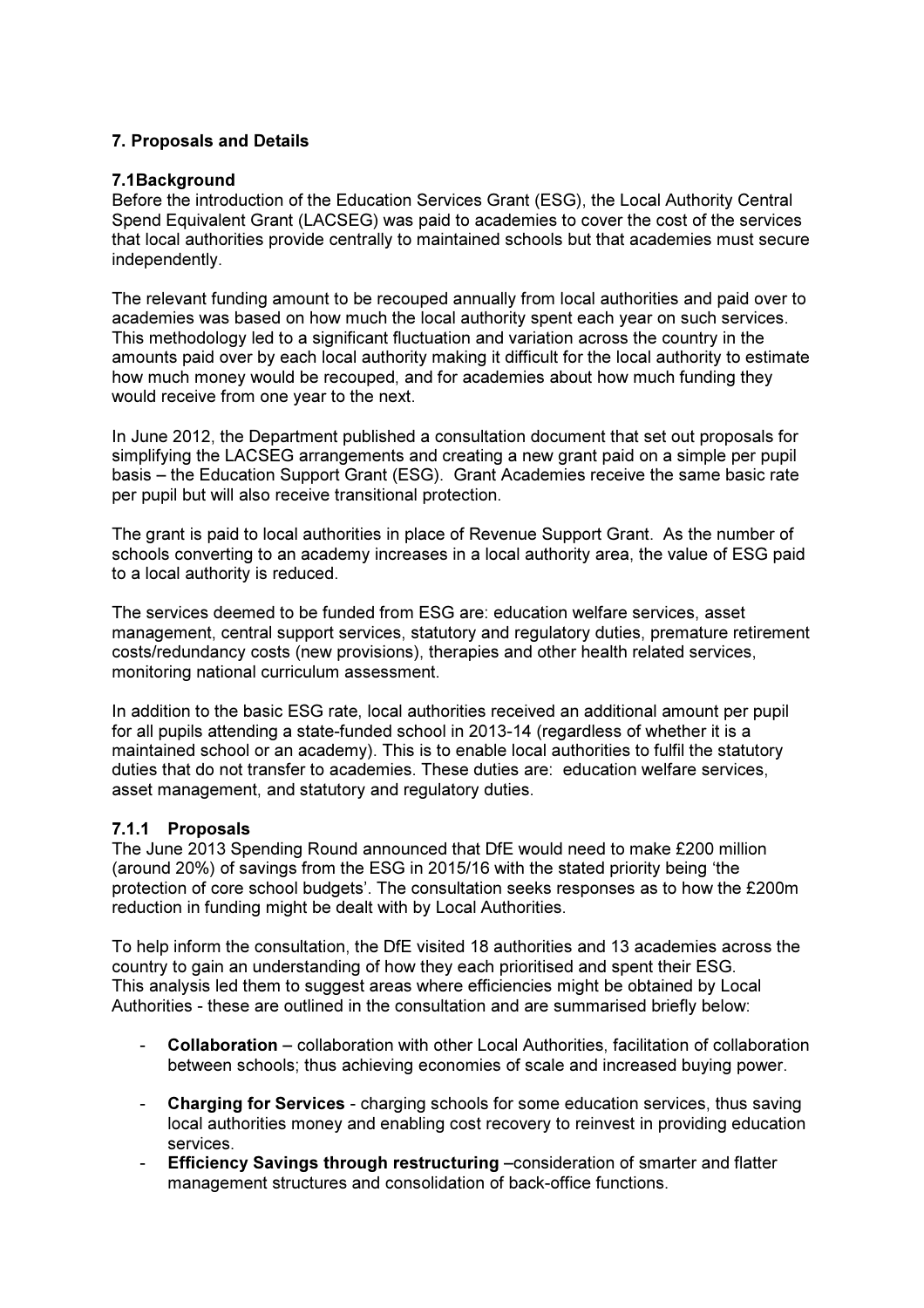## 7. Proposals and Details

### 7.1Background

Before the introduction of the Education Services Grant (ESG), the Local Authority Central Spend Equivalent Grant (LACSEG) was paid to academies to cover the cost of the services that local authorities provide centrally to maintained schools but that academies must secure independently.

The relevant funding amount to be recouped annually from local authorities and paid over to academies was based on how much the local authority spent each year on such services. This methodology led to a significant fluctuation and variation across the country in the amounts paid over by each local authority making it difficult for the local authority to estimate how much money would be recouped, and for academies about how much funding they would receive from one year to the next.

In June 2012, the Department published a consultation document that set out proposals for simplifying the LACSEG arrangements and creating a new grant paid on a simple per pupil basis – the Education Support Grant (ESG). Grant Academies receive the same basic rate per pupil but will also receive transitional protection.

The grant is paid to local authorities in place of Revenue Support Grant. As the number of schools converting to an academy increases in a local authority area, the value of ESG paid to a local authority is reduced.

The services deemed to be funded from ESG are: education welfare services, asset management, central support services, statutory and regulatory duties, premature retirement costs/redundancy costs (new provisions), therapies and other health related services, monitoring national curriculum assessment.

In addition to the basic ESG rate, local authorities received an additional amount per pupil for all pupils attending a state-funded school in 2013-14 (regardless of whether it is a maintained school or an academy). This is to enable local authorities to fulfil the statutory duties that do not transfer to academies. These duties are: education welfare services, asset management, and statutory and regulatory duties.

#### 7.1.1 Proposals

The June 2013 Spending Round announced that DfE would need to make £200 million (around 20%) of savings from the ESG in 2015/16 with the stated priority being 'the protection of core school budgets'. The consultation seeks responses as to how the £200m reduction in funding might be dealt with by Local Authorities.

To help inform the consultation, the DfE visited 18 authorities and 13 academies across the country to gain an understanding of how they each prioritised and spent their ESG. This analysis led them to suggest areas where efficiencies might be obtained by Local Authorities - these are outlined in the consultation and are summarised briefly below:

- **Collaboration** – collaboration with other Local Authorities, facilitation of collaboration between schools; thus achieving economies of scale and increased buying power.
- **Charging for Services** - charging schools for some education services, thus saving local authorities money and enabling cost recovery to reinvest in providing education services.
- **Efficiency Savings through restructuring** –consideration of smarter and flatter management structures and consolidation of back-office functions.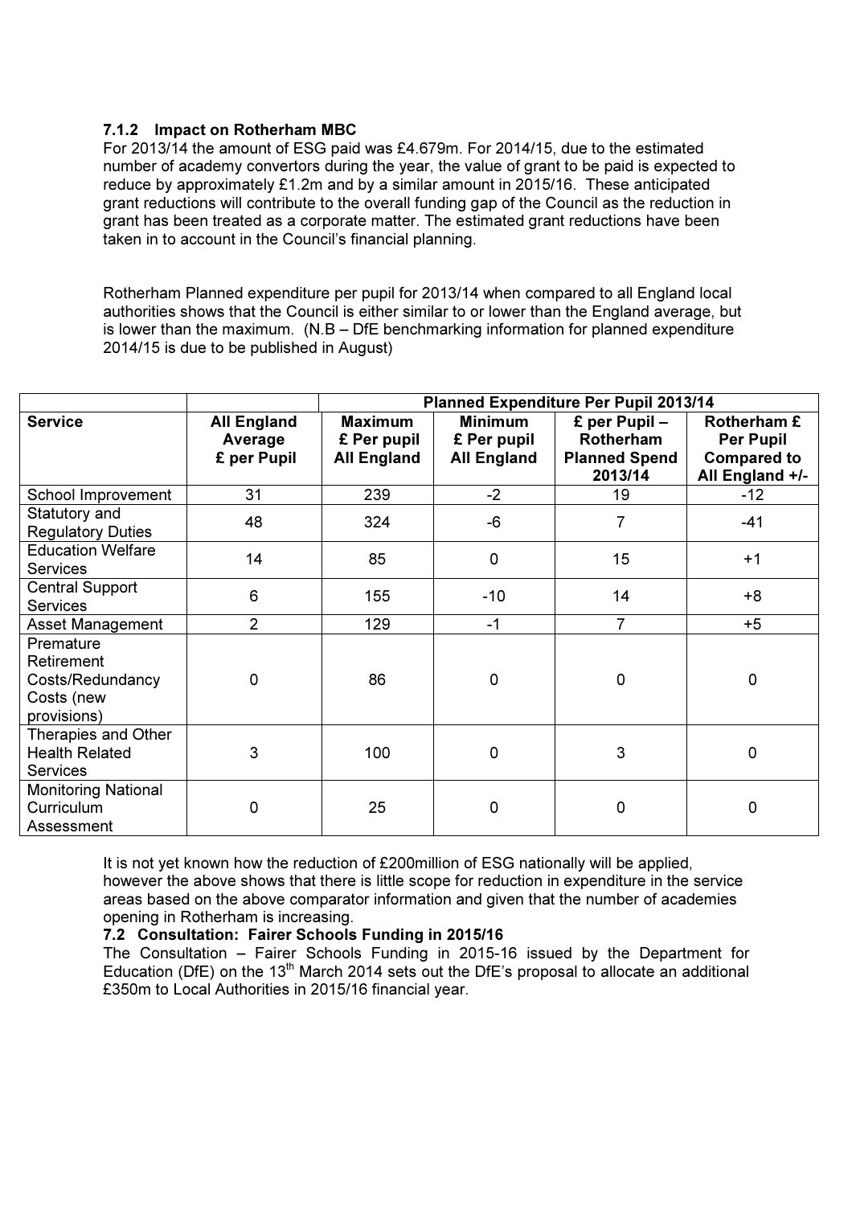### 7.1.2 Impact on Rotherham MBC

For 2013/14 the amount of ESG paid was £4.679m. For 2014/15, due to the estimated number of academy convertors during the year, the value of grant to be paid is expected to reduce by approximately £1.2m and by a similar amount in 2015/16. These anticipated grant reductions will contribute to the overall funding gap of the Council as the reduction in grant has been treated as a corporate matter. The estimated grant reductions have been taken in to account in the Council's financial planning.

Rotherham Planned expenditure per pupil for 2013/14 when compared to all England local authorities shows that the Council is either similar to or lower than the England average, but is lower than the maximum. (N.B – DfE benchmarking information for planned expenditure 2014/15 is due to be published in August)

| | | Planned Expenditure Per Pupil 2013/14 | | | |
|---|---|---|---|---|---|
| **Service** | **All England Average £ per Pupil** | **Maximum £ Per pupil All England** | **Minimum £ Per pupil All England** | **£ per Pupil – Rotherham Planned Spend 2013/14** | **Rotherham £ Per Pupil Compared to All England +/-** |
| School Improvement | 31 | 239 | -2 | 19 | -12 |
| Statutory and Regulatory Duties | 48 | 324 | -6 | 7 | -41 |
| Education Welfare Services | 14 | 85 | 0 | 15 | +1 |
| Central Support Services | 6 | 155 | -10 | 14 | +8 |
| Asset Management | 2 | 129 | -1 | 7 | +5 |
| Premature Retirement Costs/Redundancy Costs (new provisions) | 0 | 86 | 0 | 0 | 0 |
| Therapies and Other Health Related Services | 3 | 100 | 0 | 3 | 0 |
| Monitoring National Curriculum Assessment | 0 | 25 | 0 | 0 | 0 |

It is not yet known how the reduction of £200million of ESG nationally will be applied, however the above shows that there is little scope for reduction in expenditure in the service areas based on the above comparator information and given that the number of academies opening in Rotherham is increasing.

### 7.2 Consultation: Fairer Schools Funding in 2015/16

The Consultation – Fairer Schools Funding in 2015-16 issued by the Department for Education (DfE) on the 13th March 2014 sets out the DfE's proposal to allocate an additional £350m to Local Authorities in 2015/16 financial year.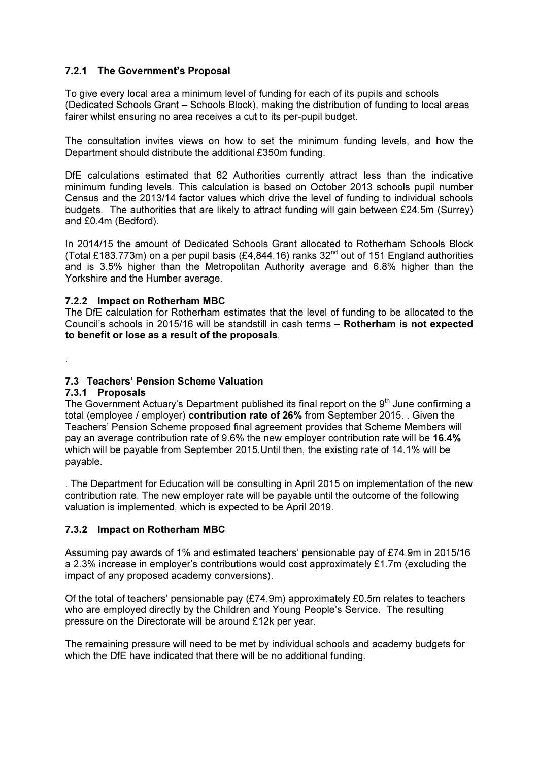### 7.2.1 The Government's Proposal

To give every local area a minimum level of funding for each of its pupils and schools (Dedicated Schools Grant – Schools Block), making the distribution of funding to local areas fairer whilst ensuring no area receives a cut to its per-pupil budget.

The consultation invites views on how to set the minimum funding levels, and how the Department should distribute the additional £350m funding.

DfE calculations estimated that 62 Authorities currently attract less than the indicative minimum funding levels. This calculation is based on October 2013 schools pupil number Census and the 2013/14 factor values which drive the level of funding to individual schools budgets. The authorities that are likely to attract funding will gain between £24.5m (Surrey) and £0.4m (Bedford).

In 2014/15 the amount of Dedicated Schools Grant allocated to Rotherham Schools Block (Total £183.773m) on a per pupil basis (£4,844.16) ranks 32nd out of 151 England authorities and is 3.5% higher than the Metropolitan Authority average and 6.8% higher than the Yorkshire and the Humber average.

### 7.2.2 Impact on Rotherham MBC

The DfE calculation for Rotherham estimates that the level of funding to be allocated to the Council's schools in 2015/16 will be standstill in cash terms – **Rotherham is not expected to benefit or lose as a result of the proposals**.

.

## 7.3 Teachers' Pension Scheme Valuation

### 7.3.1 Proposals

The Government Actuary's Department published its final report on the 9th June confirming a total (employee / employer) **contribution rate of 26%** from September 2015. . Given the Teachers' Pension Scheme proposed final agreement provides that Scheme Members will pay an average contribution rate of 9.6% the new employer contribution rate will be **16.4%** which will be payable from September 2015.Until then, the existing rate of 14.1% will be payable.

. The Department for Education will be consulting in April 2015 on implementation of the new contribution rate. The new employer rate will be payable until the outcome of the following valuation is implemented, which is expected to be April 2019.

### 7.3.2 Impact on Rotherham MBC

Assuming pay awards of 1% and estimated teachers' pensionable pay of £74.9m in 2015/16 a 2.3% increase in employer's contributions would cost approximately £1.7m (excluding the impact of any proposed academy conversions).

Of the total of teachers' pensionable pay (£74.9m) approximately £0.5m relates to teachers who are employed directly by the Children and Young People's Service. The resulting pressure on the Directorate will be around £12k per year.

The remaining pressure will need to be met by individual schools and academy budgets for which the DfE have indicated that there will be no additional funding.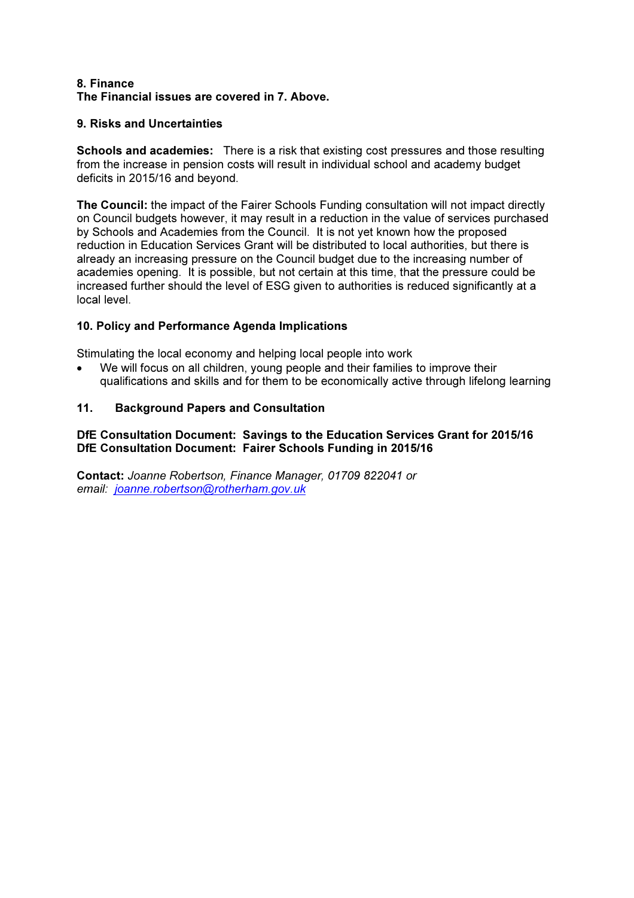## 8. Finance

**The Financial issues are covered in 7. Above.**

## 9. Risks and Uncertainties

**Schools and academies:** There is a risk that existing cost pressures and those resulting from the increase in pension costs will result in individual school and academy budget deficits in 2015/16 and beyond.

**The Council:** the impact of the Fairer Schools Funding consultation will not impact directly on Council budgets however, it may result in a reduction in the value of services purchased by Schools and Academies from the Council. It is not yet known how the proposed reduction in Education Services Grant will be distributed to local authorities, but there is already an increasing pressure on the Council budget due to the increasing number of academies opening. It is possible, but not certain at this time, that the pressure could be increased further should the level of ESG given to authorities is reduced significantly at a local level.

## 10. Policy and Performance Agenda Implications

Stimulating the local economy and helping local people into work

- We will focus on all children, young people and their families to improve their qualifications and skills and for them to be economically active through lifelong learning

## 11. Background Papers and Consultation

**DfE Consultation Document: Savings to the Education Services Grant for 2015/16**
**DfE Consultation Document: Fairer Schools Funding in 2015/16**

**Contact:** *Joanne Robertson, Finance Manager, 01709 822041 or email: joanne.robertson@rotherham.gov.uk*